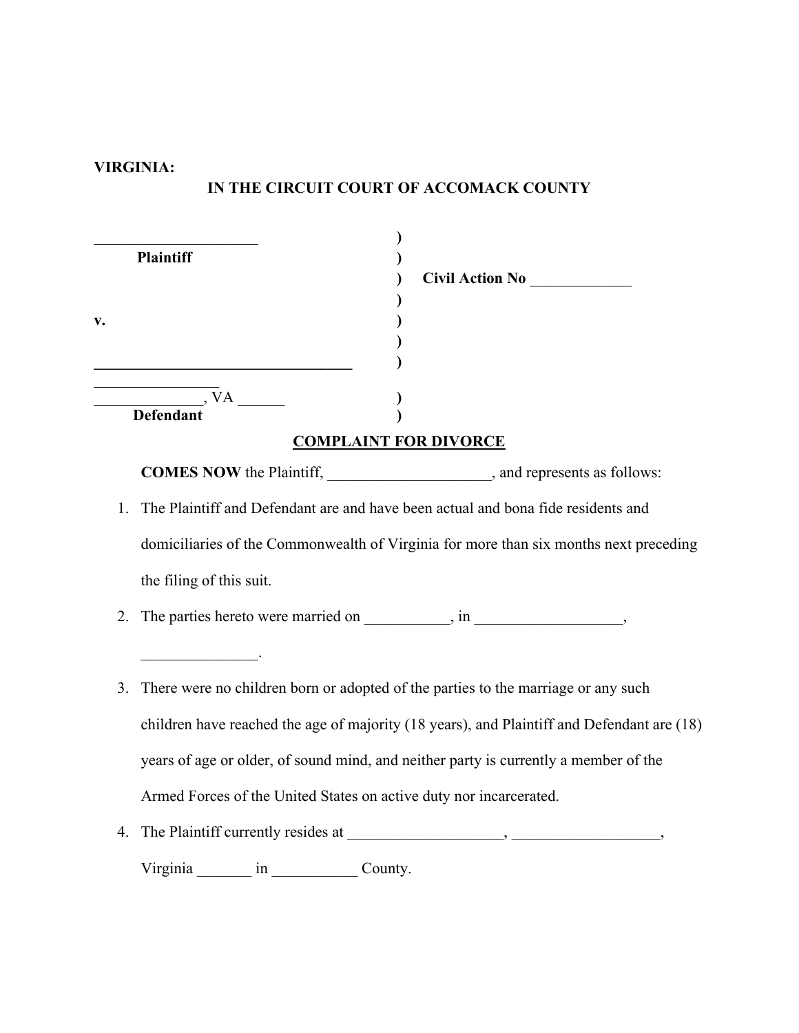**VIRGINIA:**

**IN THE CIRCUIT COURT OF ACCOMACK COUNTY**

______________________ )
**Plaintiff** )
) **Civil Action No** _____________
)
**v.** )
)
_________________________________ )
________________
______________, VA ______ )
**Defendant** )

**COMPLAINT FOR DIVORCE**

**COMES NOW** the Plaintiff, _____________________, and represents as follows:

1. The Plaintiff and Defendant are and have been actual and bona fide residents and domiciliaries of the Commonwealth of Virginia for more than six months next preceding the filing of this suit.
2. The parties hereto were married on ___________, in ___________________, _______________.
3. There were no children born or adopted of the parties to the marriage or any such children have reached the age of majority (18 years), and Plaintiff and Defendant are (18) years of age or older, of sound mind, and neither party is currently a member of the Armed Forces of the United States on active duty nor incarcerated.
4. The Plaintiff currently resides at ____________________, ___________________, Virginia _______ in ___________ County.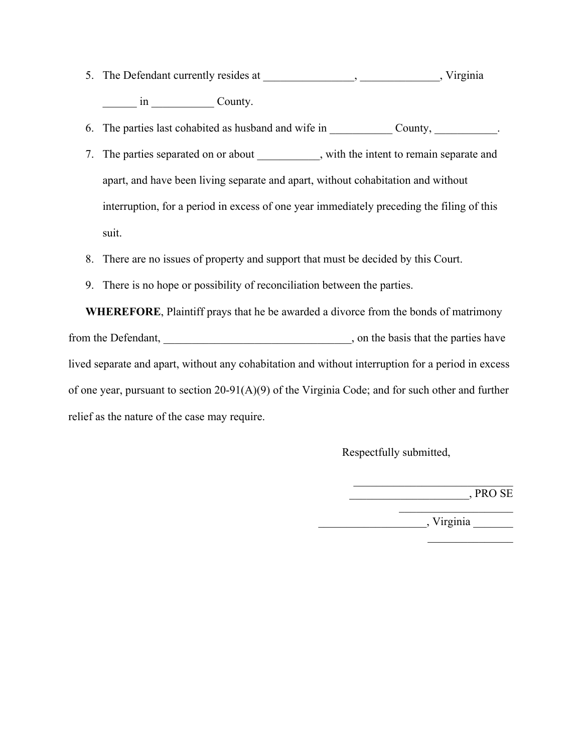5. The Defendant currently resides at ________________, ______________, Virginia ______ in ___________ County.
6. The parties last cohabited as husband and wife in ___________ County, ___________.
7. The parties separated on or about ___________, with the intent to remain separate and apart, and have been living separate and apart, without cohabitation and without interruption, for a period in excess of one year immediately preceding the filing of this suit.
8. There are no issues of property and support that must be decided by this Court.
9. There is no hope or possibility of reconciliation between the parties.

**WHEREFORE**, Plaintiff prays that he be awarded a divorce from the bonds of matrimony from the Defendant, _________________________________, on the basis that the parties have lived separate and apart, without any cohabitation and without interruption for a period in excess of one year, pursuant to section 20-91(A)(9) of the Virginia Code; and for such other and further relief as the nature of the case may require.

Respectfully submitted,

_____________________________
_____________________, PRO SE
_____________________
___________________, Virginia _______
_______________